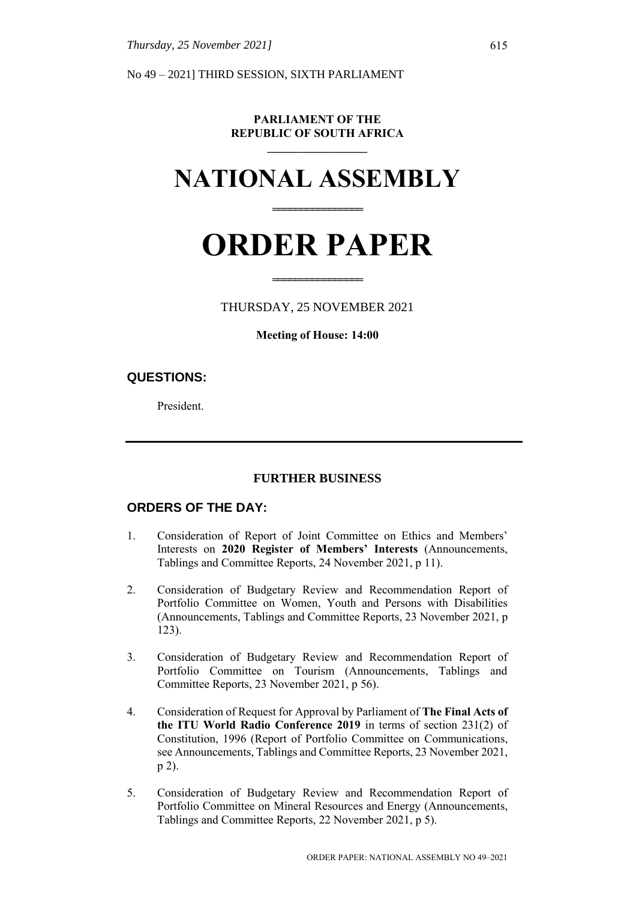No 49 – 2021] THIRD SESSION, SIXTH PARLIAMENT

**PARLIAMENT OF THE**
**REPUBLIC OF SOUTH AFRICA**

# NATIONAL ASSEMBLY

# ORDER PAPER

THURSDAY, 25 NOVEMBER 2021

**Meeting of House: 14:00**

## QUESTIONS:

President.

---

## FURTHER BUSINESS

## ORDERS OF THE DAY:

1. Consideration of Report of Joint Committee on Ethics and Members' Interests on **2020 Register of Members' Interests** (Announcements, Tablings and Committee Reports, 24 November 2021, p 11).

2. Consideration of Budgetary Review and Recommendation Report of Portfolio Committee on Women, Youth and Persons with Disabilities (Announcements, Tablings and Committee Reports, 23 November 2021, p 123).

3. Consideration of Budgetary Review and Recommendation Report of Portfolio Committee on Tourism (Announcements, Tablings and Committee Reports, 23 November 2021, p 56).

4. Consideration of Request for Approval by Parliament of **The Final Acts of the ITU World Radio Conference 2019** in terms of section 231(2) of Constitution, 1996 (Report of Portfolio Committee on Communications, see Announcements, Tablings and Committee Reports, 23 November 2021, p 2).

5. Consideration of Budgetary Review and Recommendation Report of Portfolio Committee on Mineral Resources and Energy (Announcements, Tablings and Committee Reports, 22 November 2021, p 5).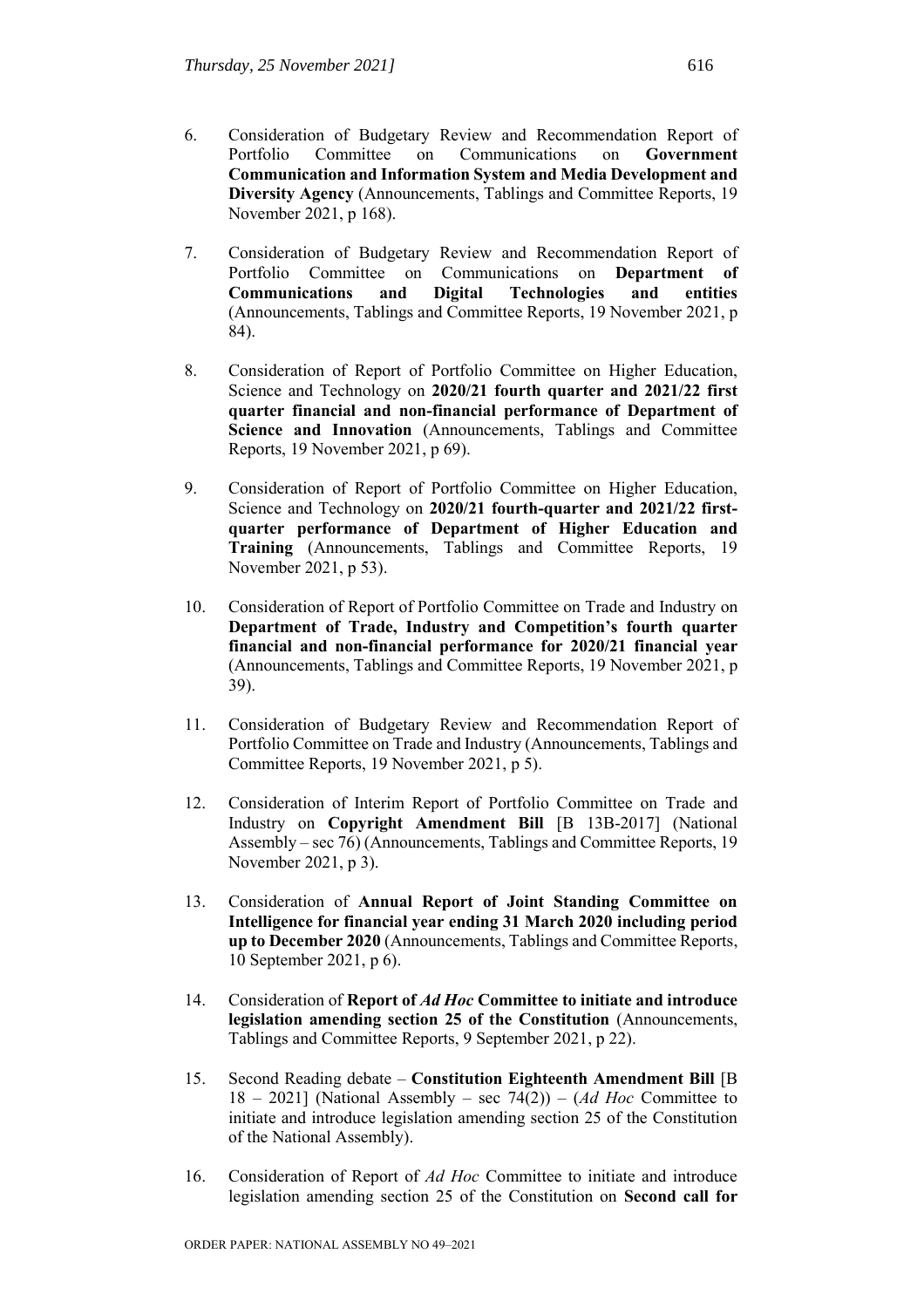6. Consideration of Budgetary Review and Recommendation Report of Portfolio Committee on Communications on **Government Communication and Information System and Media Development and Diversity Agency** (Announcements, Tablings and Committee Reports, 19 November 2021, p 168).

7. Consideration of Budgetary Review and Recommendation Report of Portfolio Committee on Communications on **Department of Communications and Digital Technologies and entities** (Announcements, Tablings and Committee Reports, 19 November 2021, p 84).

8. Consideration of Report of Portfolio Committee on Higher Education, Science and Technology on **2020/21 fourth quarter and 2021/22 first quarter financial and non-financial performance of Department of Science and Innovation** (Announcements, Tablings and Committee Reports, 19 November 2021, p 69).

9. Consideration of Report of Portfolio Committee on Higher Education, Science and Technology on **2020/21 fourth-quarter and 2021/22 first-quarter performance of Department of Higher Education and Training** (Announcements, Tablings and Committee Reports, 19 November 2021, p 53).

10. Consideration of Report of Portfolio Committee on Trade and Industry on **Department of Trade, Industry and Competition's fourth quarter financial and non-financial performance for 2020/21 financial year** (Announcements, Tablings and Committee Reports, 19 November 2021, p 39).

11. Consideration of Budgetary Review and Recommendation Report of Portfolio Committee on Trade and Industry (Announcements, Tablings and Committee Reports, 19 November 2021, p 5).

12. Consideration of Interim Report of Portfolio Committee on Trade and Industry on **Copyright Amendment Bill** [B 13B-2017] (National Assembly – sec 76) (Announcements, Tablings and Committee Reports, 19 November 2021, p 3).

13. Consideration of **Annual Report of Joint Standing Committee on Intelligence for financial year ending 31 March 2020 including period up to December 2020** (Announcements, Tablings and Committee Reports, 10 September 2021, p 6).

14. Consideration of **Report of *Ad Hoc* Committee to initiate and introduce legislation amending section 25 of the Constitution** (Announcements, Tablings and Committee Reports, 9 September 2021, p 22).

15. Second Reading debate – **Constitution Eighteenth Amendment Bill** [B 18 – 2021] (National Assembly – sec 74(2)) – (*Ad Hoc* Committee to initiate and introduce legislation amending section 25 of the Constitution of the National Assembly).

16. Consideration of Report of *Ad Hoc* Committee to initiate and introduce legislation amending section 25 of the Constitution on **Second call for**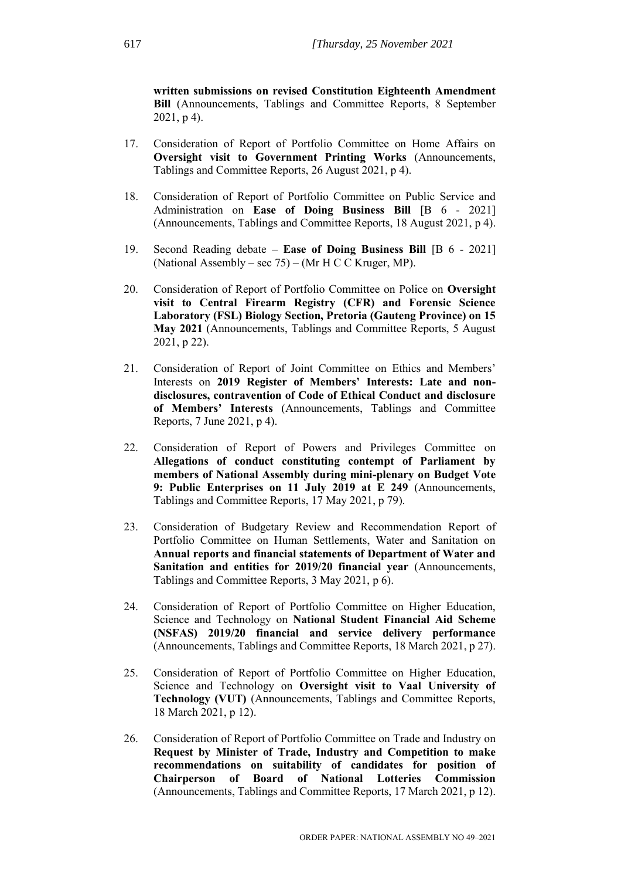**written submissions on revised Constitution Eighteenth Amendment Bill** (Announcements, Tablings and Committee Reports, 8 September 2021, p 4).

17. Consideration of Report of Portfolio Committee on Home Affairs on **Oversight visit to Government Printing Works** (Announcements, Tablings and Committee Reports, 26 August 2021, p 4).

18. Consideration of Report of Portfolio Committee on Public Service and Administration on **Ease of Doing Business Bill** [B 6 - 2021] (Announcements, Tablings and Committee Reports, 18 August 2021, p 4).

19. Second Reading debate – **Ease of Doing Business Bill** [B 6 - 2021] (National Assembly – sec 75) – (Mr H C C Kruger, MP).

20. Consideration of Report of Portfolio Committee on Police on **Oversight visit to Central Firearm Registry (CFR) and Forensic Science Laboratory (FSL) Biology Section, Pretoria (Gauteng Province) on 15 May 2021** (Announcements, Tablings and Committee Reports, 5 August 2021, p 22).

21. Consideration of Report of Joint Committee on Ethics and Members' Interests on **2019 Register of Members' Interests: Late and non-disclosures, contravention of Code of Ethical Conduct and disclosure of Members' Interests** (Announcements, Tablings and Committee Reports, 7 June 2021, p 4).

22. Consideration of Report of Powers and Privileges Committee on **Allegations of conduct constituting contempt of Parliament by members of National Assembly during mini-plenary on Budget Vote 9: Public Enterprises on 11 July 2019 at E 249** (Announcements, Tablings and Committee Reports, 17 May 2021, p 79).

23. Consideration of Budgetary Review and Recommendation Report of Portfolio Committee on Human Settlements, Water and Sanitation on **Annual reports and financial statements of Department of Water and Sanitation and entities for 2019/20 financial year** (Announcements, Tablings and Committee Reports, 3 May 2021, p 6).

24. Consideration of Report of Portfolio Committee on Higher Education, Science and Technology on **National Student Financial Aid Scheme (NSFAS) 2019/20 financial and service delivery performance** (Announcements, Tablings and Committee Reports, 18 March 2021, p 27).

25. Consideration of Report of Portfolio Committee on Higher Education, Science and Technology on **Oversight visit to Vaal University of Technology (VUT)** (Announcements, Tablings and Committee Reports, 18 March 2021, p 12).

26. Consideration of Report of Portfolio Committee on Trade and Industry on **Request by Minister of Trade, Industry and Competition to make recommendations on suitability of candidates for position of Chairperson of Board of National Lotteries Commission** (Announcements, Tablings and Committee Reports, 17 March 2021, p 12).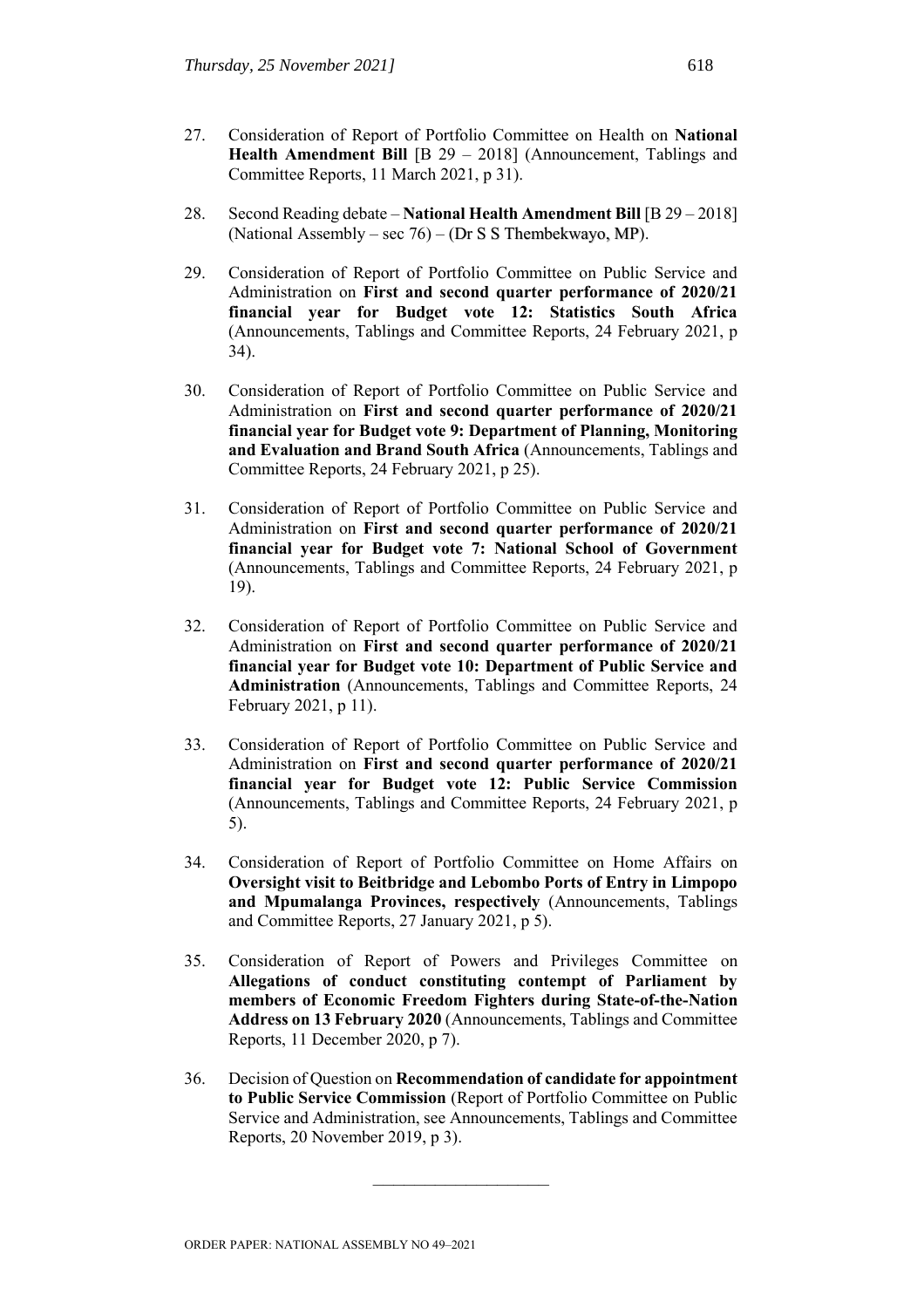27. Consideration of Report of Portfolio Committee on Health on **National Health Amendment Bill** [B 29 – 2018] (Announcement, Tablings and Committee Reports, 11 March 2021, p 31).

28. Second Reading debate – **National Health Amendment Bill** [B 29 – 2018] (National Assembly – sec 76) – (Dr S S Thembekwayo, MP).

29. Consideration of Report of Portfolio Committee on Public Service and Administration on **First and second quarter performance of 2020/21 financial year for Budget vote 12: Statistics South Africa** (Announcements, Tablings and Committee Reports, 24 February 2021, p 34).

30. Consideration of Report of Portfolio Committee on Public Service and Administration on **First and second quarter performance of 2020/21 financial year for Budget vote 9: Department of Planning, Monitoring and Evaluation and Brand South Africa** (Announcements, Tablings and Committee Reports, 24 February 2021, p 25).

31. Consideration of Report of Portfolio Committee on Public Service and Administration on **First and second quarter performance of 2020/21 financial year for Budget vote 7: National School of Government** (Announcements, Tablings and Committee Reports, 24 February 2021, p 19).

32. Consideration of Report of Portfolio Committee on Public Service and Administration on **First and second quarter performance of 2020/21 financial year for Budget vote 10: Department of Public Service and Administration** (Announcements, Tablings and Committee Reports, 24 February 2021, p 11).

33. Consideration of Report of Portfolio Committee on Public Service and Administration on **First and second quarter performance of 2020/21 financial year for Budget vote 12: Public Service Commission** (Announcements, Tablings and Committee Reports, 24 February 2021, p 5).

34. Consideration of Report of Portfolio Committee on Home Affairs on **Oversight visit to Beitbridge and Lebombo Ports of Entry in Limpopo and Mpumalanga Provinces, respectively** (Announcements, Tablings and Committee Reports, 27 January 2021, p 5).

35. Consideration of Report of Powers and Privileges Committee on **Allegations of conduct constituting contempt of Parliament by members of Economic Freedom Fighters during State-of-the-Nation Address on 13 February 2020** (Announcements, Tablings and Committee Reports, 11 December 2020, p 7).

36. Decision of Question on **Recommendation of candidate for appointment to Public Service Commission** (Report of Portfolio Committee on Public Service and Administration, see Announcements, Tablings and Committee Reports, 20 November 2019, p 3).

---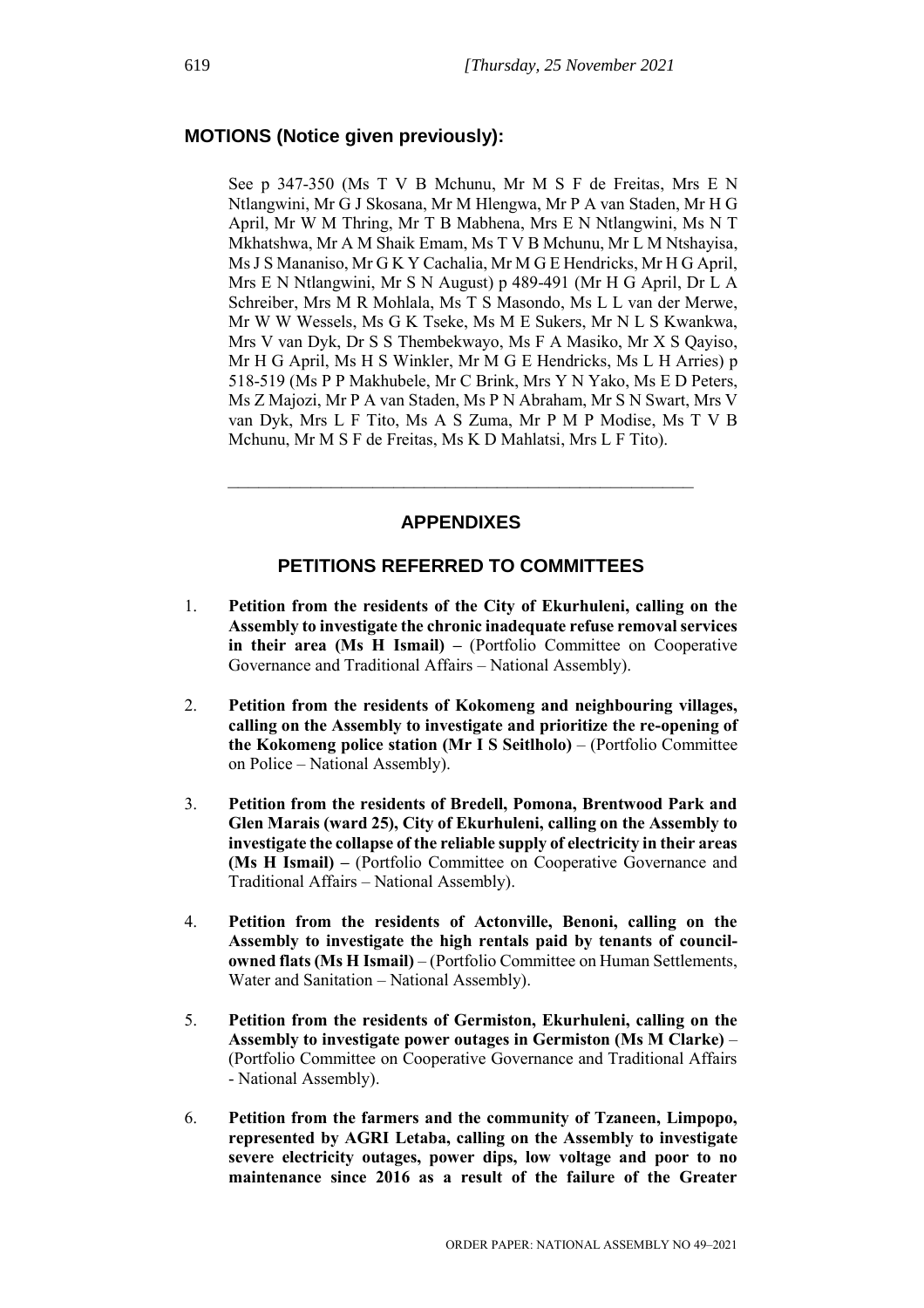## MOTIONS (Notice given previously):

See p 347-350 (Ms T V B Mchunu, Mr M S F de Freitas, Mrs E N Ntlangwini, Mr G J Skosana, Mr M Hlengwa, Mr P A van Staden, Mr H G April, Mr W M Thring, Mr T B Mabhena, Mrs E N Ntlangwini, Ms N T Mkhatshwa, Mr A M Shaik Emam, Ms T V B Mchunu, Mr L M Ntshayisa, Ms J S Mananiso, Mr G K Y Cachalia, Mr M G E Hendricks, Mr H G April, Mrs E N Ntlangwini, Mr S N August) p 489-491 (Mr H G April, Dr L A Schreiber, Mrs M R Mohlala, Ms T S Masondo, Ms L L van der Merwe, Mr W W Wessels, Ms G K Tseke, Ms M E Sukers, Mr N L S Kwankwa, Mrs V van Dyk, Dr S S Thembekwayo, Ms F A Masiko, Mr X S Qayiso, Mr H G April, Ms H S Winkler, Mr M G E Hendricks, Ms L H Arries) p 518-519 (Ms P P Makhubele, Mr C Brink, Mrs Y N Yako, Ms E D Peters, Ms Z Majozi, Mr P A van Staden, Ms P N Abraham, Mr S N Swart, Mrs V van Dyk, Mrs L F Tito, Ms A S Zuma, Mr P M P Modise, Ms T V B Mchunu, Mr M S F de Freitas, Ms K D Mahlatsi, Mrs L F Tito).

---

## APPENDIXES

## PETITIONS REFERRED TO COMMITTEES

1. **Petition from the residents of the City of Ekurhuleni, calling on the Assembly to investigate the chronic inadequate refuse removal services in their area (Ms H Ismail) –** (Portfolio Committee on Cooperative Governance and Traditional Affairs – National Assembly).

2. **Petition from the residents of Kokomeng and neighbouring villages, calling on the Assembly to investigate and prioritize the re-opening of the Kokomeng police station (Mr I S Seitlholo)** – (Portfolio Committee on Police – National Assembly).

3. **Petition from the residents of Bredell, Pomona, Brentwood Park and Glen Marais (ward 25), City of Ekurhuleni, calling on the Assembly to investigate the collapse of the reliable supply of electricity in their areas (Ms H Ismail) –** (Portfolio Committee on Cooperative Governance and Traditional Affairs – National Assembly).

4. **Petition from the residents of Actonville, Benoni, calling on the Assembly to investigate the high rentals paid by tenants of council-owned flats (Ms H Ismail)** – (Portfolio Committee on Human Settlements, Water and Sanitation – National Assembly).

5. **Petition from the residents of Germiston, Ekurhuleni, calling on the Assembly to investigate power outages in Germiston (Ms M Clarke)** – (Portfolio Committee on Cooperative Governance and Traditional Affairs - National Assembly).

6. **Petition from the farmers and the community of Tzaneen, Limpopo, represented by AGRI Letaba, calling on the Assembly to investigate severe electricity outages, power dips, low voltage and poor to no maintenance since 2016 as a result of the failure of the Greater**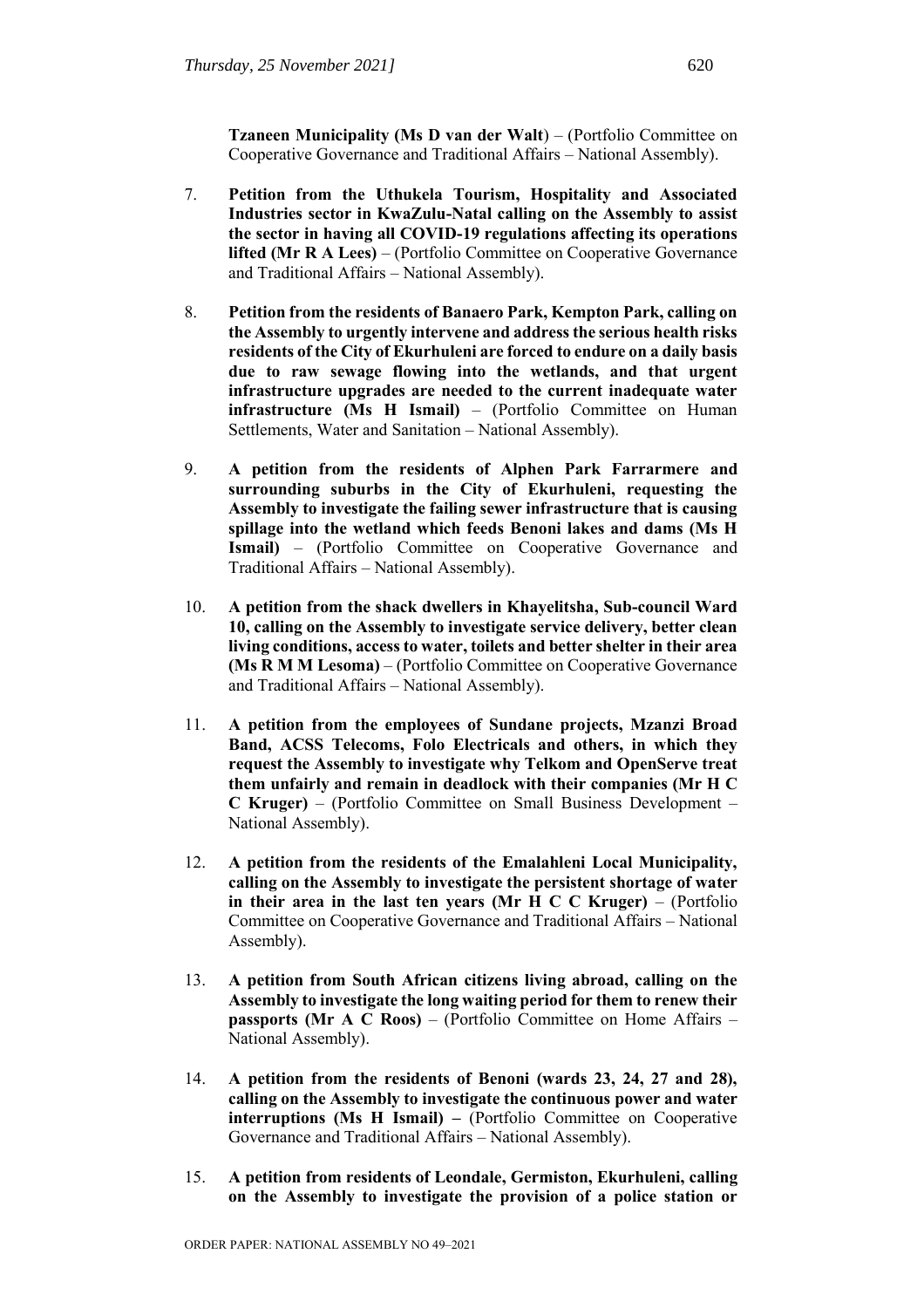**Tzaneen Municipality (Ms D van der Walt**) – (Portfolio Committee on Cooperative Governance and Traditional Affairs – National Assembly).

7. **Petition from the Uthukela Tourism, Hospitality and Associated Industries sector in KwaZulu-Natal calling on the Assembly to assist the sector in having all COVID-19 regulations affecting its operations lifted (Mr R A Lees)** – (Portfolio Committee on Cooperative Governance and Traditional Affairs – National Assembly).

8. **Petition from the residents of Banaero Park, Kempton Park, calling on the Assembly to urgently intervene and address the serious health risks residents of the City of Ekurhuleni are forced to endure on a daily basis due to raw sewage flowing into the wetlands, and that urgent infrastructure upgrades are needed to the current inadequate water infrastructure (Ms H Ismail)** – (Portfolio Committee on Human Settlements, Water and Sanitation – National Assembly).

9. **A petition from the residents of Alphen Park Farrarmere and surrounding suburbs in the City of Ekurhuleni, requesting the Assembly to investigate the failing sewer infrastructure that is causing spillage into the wetland which feeds Benoni lakes and dams (Ms H Ismail)** – (Portfolio Committee on Cooperative Governance and Traditional Affairs – National Assembly).

10. **A petition from the shack dwellers in Khayelitsha, Sub-council Ward 10, calling on the Assembly to investigate service delivery, better clean living conditions, access to water, toilets and better shelter in their area (Ms R M M Lesoma)** – (Portfolio Committee on Cooperative Governance and Traditional Affairs – National Assembly).

11. **A petition from the employees of Sundane projects, Mzanzi Broad Band, ACSS Telecoms, Folo Electricals and others, in which they request the Assembly to investigate why Telkom and OpenServe treat them unfairly and remain in deadlock with their companies (Mr H C C Kruger)** – (Portfolio Committee on Small Business Development – National Assembly).

12. **A petition from the residents of the Emalahleni Local Municipality, calling on the Assembly to investigate the persistent shortage of water in their area in the last ten years (Mr H C C Kruger)** – (Portfolio Committee on Cooperative Governance and Traditional Affairs – National Assembly).

13. **A petition from South African citizens living abroad, calling on the Assembly to investigate the long waiting period for them to renew their passports (Mr A C Roos)** – (Portfolio Committee on Home Affairs – National Assembly).

14. **A petition from the residents of Benoni (wards 23, 24, 27 and 28), calling on the Assembly to investigate the continuous power and water interruptions (Ms H Ismail) –** (Portfolio Committee on Cooperative Governance and Traditional Affairs – National Assembly).

15. **A petition from residents of Leondale, Germiston, Ekurhuleni, calling on the Assembly to investigate the provision of a police station or**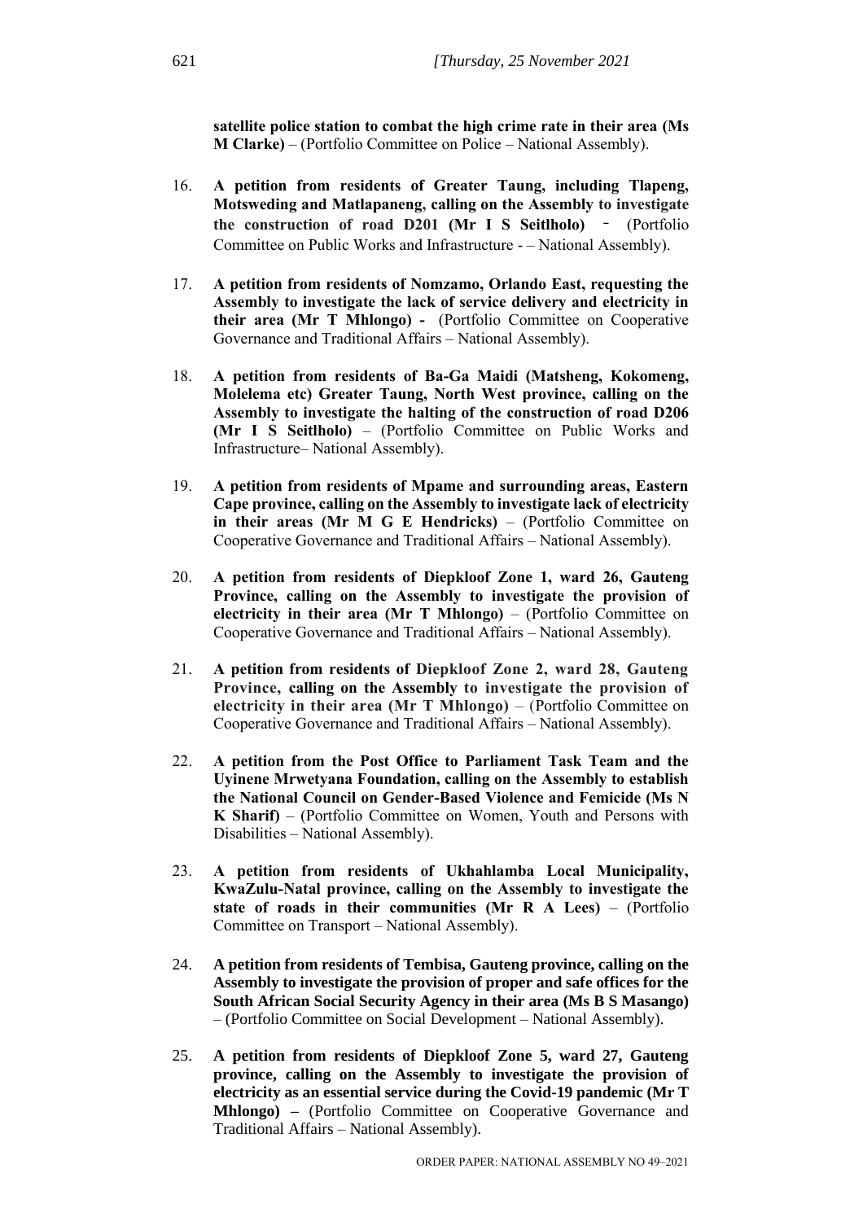**satellite police station to combat the high crime rate in their area (Ms M Clarke)** – (Portfolio Committee on Police – National Assembly).

16. **A petition from residents of Greater Taung, including Tlapeng, Motsweding and Matlapaneng, calling on the Assembly to investigate the construction of road D201 (Mr I S Seitlholo)** ‑ (Portfolio Committee on Public Works and Infrastructure - – National Assembly).

17. **A petition from residents of Nomzamo, Orlando East, requesting the Assembly to investigate the lack of service delivery and electricity in their area (Mr T Mhlongo) -** (Portfolio Committee on Cooperative Governance and Traditional Affairs – National Assembly).

18. **A petition from residents of Ba-Ga Maidi (Matsheng, Kokomeng, Molelema etc) Greater Taung, North West province, calling on the Assembly to investigate the halting of the construction of road D206 (Mr I S Seitlholo)** – (Portfolio Committee on Public Works and Infrastructure– National Assembly).

19. **A petition from residents of Mpame and surrounding areas, Eastern Cape province, calling on the Assembly to investigate lack of electricity in their areas (Mr M G E Hendricks)** – (Portfolio Committee on Cooperative Governance and Traditional Affairs – National Assembly).

20. **A petition from residents of Diepkloof Zone 1, ward 26, Gauteng Province, calling on the Assembly to investigate the provision of electricity in their area (Mr T Mhlongo)** – (Portfolio Committee on Cooperative Governance and Traditional Affairs – National Assembly).

21. **A petition from residents of Diepkloof Zone 2, ward 28, Gauteng Province, calling on the Assembly to investigate the provision of electricity in their area (Mr T Mhlongo)** – (Portfolio Committee on Cooperative Governance and Traditional Affairs – National Assembly).

22. **A petition from the Post Office to Parliament Task Team and the Uyinene Mrwetyana Foundation, calling on the Assembly to establish the National Council on Gender-Based Violence and Femicide (Ms N K Sharif)** – (Portfolio Committee on Women, Youth and Persons with Disabilities – National Assembly).

23. **A petition from residents of Ukhahlamba Local Municipality, KwaZulu-Natal province, calling on the Assembly to investigate the state of roads in their communities (Mr R A Lees)** – (Portfolio Committee on Transport – National Assembly).

24. **A petition from residents of Tembisa, Gauteng province, calling on the Assembly to investigate the provision of proper and safe offices for the South African Social Security Agency in their area (Ms B S Masango)** – (Portfolio Committee on Social Development – National Assembly).

25. **A petition from residents of Diepkloof Zone 5, ward 27, Gauteng province, calling on the Assembly to investigate the provision of electricity as an essential service during the Covid-19 pandemic (Mr T Mhlongo) –** (Portfolio Committee on Cooperative Governance and Traditional Affairs – National Assembly).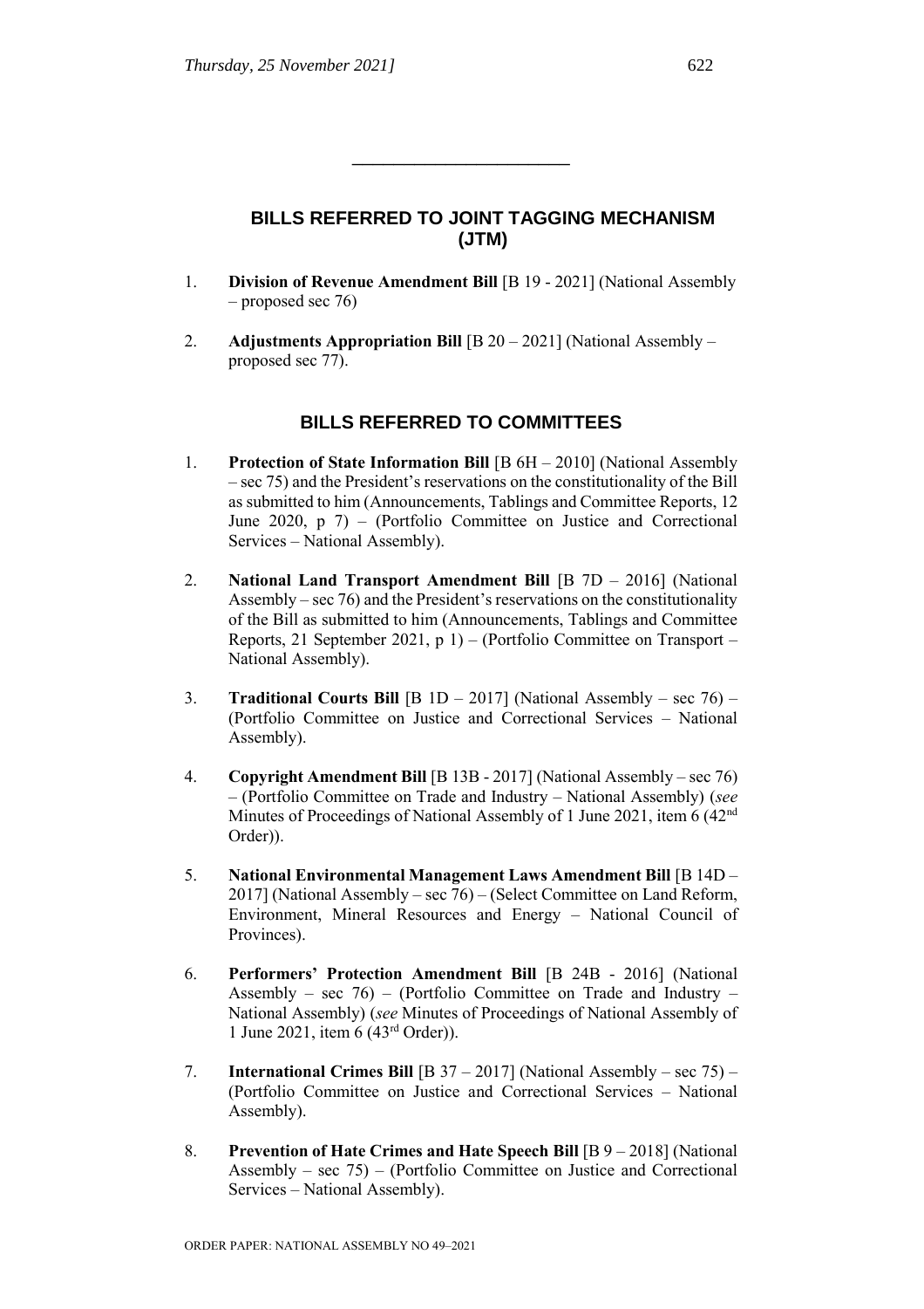---

## BILLS REFERRED TO JOINT TAGGING MECHANISM (JTM)

1. **Division of Revenue Amendment Bill** [B 19 - 2021] (National Assembly – proposed sec 76)

2. **Adjustments Appropriation Bill** [B 20 – 2021] (National Assembly – proposed sec 77).

## BILLS REFERRED TO COMMITTEES

1. **Protection of State Information Bill** [B 6H – 2010] (National Assembly – sec 75) and the President's reservations on the constitutionality of the Bill as submitted to him (Announcements, Tablings and Committee Reports, 12 June 2020, p 7) – (Portfolio Committee on Justice and Correctional Services – National Assembly).

2. **National Land Transport Amendment Bill** [B 7D – 2016] (National Assembly – sec 76) and the President's reservations on the constitutionality of the Bill as submitted to him (Announcements, Tablings and Committee Reports, 21 September 2021, p 1) – (Portfolio Committee on Transport – National Assembly).

3. **Traditional Courts Bill** [B 1D – 2017] (National Assembly – sec 76) – (Portfolio Committee on Justice and Correctional Services – National Assembly).

4. **Copyright Amendment Bill** [B 13B - 2017] (National Assembly – sec 76) – (Portfolio Committee on Trade and Industry – National Assembly) (*see* Minutes of Proceedings of National Assembly of 1 June 2021, item 6 (42nd Order)).

5. **National Environmental Management Laws Amendment Bill** [B 14D – 2017] (National Assembly – sec 76) – (Select Committee on Land Reform, Environment, Mineral Resources and Energy – National Council of Provinces).

6. **Performers' Protection Amendment Bill** [B 24B - 2016] (National Assembly – sec 76) – (Portfolio Committee on Trade and Industry – National Assembly) (*see* Minutes of Proceedings of National Assembly of 1 June 2021, item 6 (43rd Order)).

7. **International Crimes Bill** [B 37 – 2017] (National Assembly – sec 75) – (Portfolio Committee on Justice and Correctional Services – National Assembly).

8. **Prevention of Hate Crimes and Hate Speech Bill** [B 9 – 2018] (National Assembly – sec 75) – (Portfolio Committee on Justice and Correctional Services – National Assembly).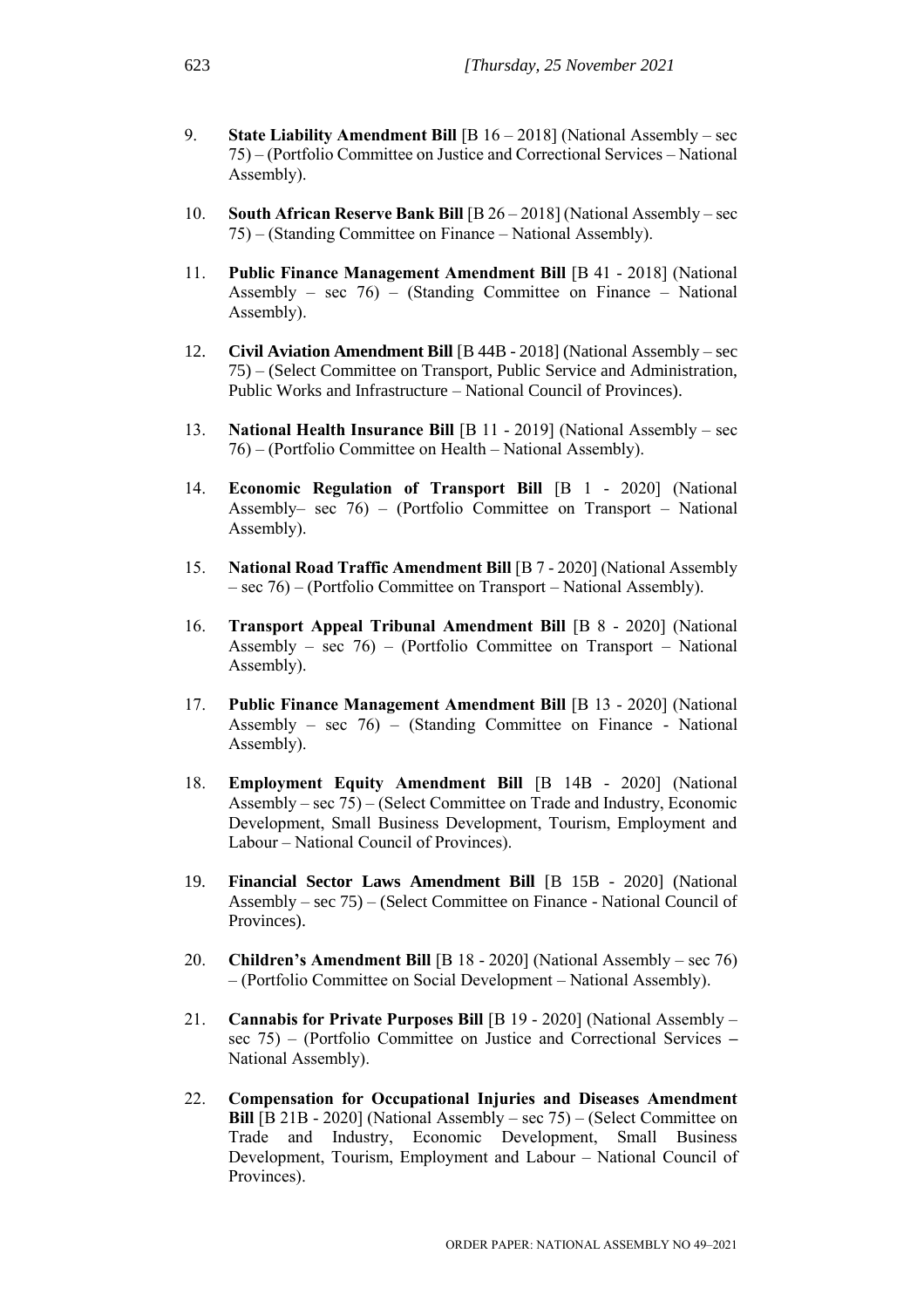9. **State Liability Amendment Bill** [B 16 – 2018] (National Assembly – sec 75) – (Portfolio Committee on Justice and Correctional Services – National Assembly).

10. **South African Reserve Bank Bill** [B 26 – 2018] (National Assembly – sec 75) – (Standing Committee on Finance – National Assembly).

11. **Public Finance Management Amendment Bill** [B 41 - 2018] (National Assembly – sec 76) – (Standing Committee on Finance – National Assembly).

12. **Civil Aviation Amendment Bill** [B 44B - 2018] (National Assembly – sec 75) – (Select Committee on Transport, Public Service and Administration, Public Works and Infrastructure – National Council of Provinces).

13. **National Health Insurance Bill** [B 11 - 2019] (National Assembly – sec 76) – (Portfolio Committee on Health – National Assembly).

14. **Economic Regulation of Transport Bill** [B 1 - 2020] (National Assembly– sec 76) – (Portfolio Committee on Transport – National Assembly).

15. **National Road Traffic Amendment Bill** [B 7 - 2020] (National Assembly – sec 76) – (Portfolio Committee on Transport – National Assembly).

16. **Transport Appeal Tribunal Amendment Bill** [B 8 - 2020] (National Assembly – sec 76) – (Portfolio Committee on Transport – National Assembly).

17. **Public Finance Management Amendment Bill** [B 13 - 2020] (National Assembly – sec 76) – (Standing Committee on Finance - National Assembly).

18. **Employment Equity Amendment Bill** [B 14B - 2020] (National Assembly – sec 75) – (Select Committee on Trade and Industry, Economic Development, Small Business Development, Tourism, Employment and Labour – National Council of Provinces).

19. **Financial Sector Laws Amendment Bill** [B 15B - 2020] (National Assembly – sec 75) – (Select Committee on Finance - National Council of Provinces).

20. **Children's Amendment Bill** [B 18 - 2020] (National Assembly – sec 76) – (Portfolio Committee on Social Development – National Assembly).

21. **Cannabis for Private Purposes Bill** [B 19 - 2020] (National Assembly – sec 75) – (Portfolio Committee on Justice and Correctional Services **–** National Assembly).

22. **Compensation for Occupational Injuries and Diseases Amendment Bill** [B 21B - 2020] (National Assembly – sec 75) – (Select Committee on Trade and Industry, Economic Development, Small Business Development, Tourism, Employment and Labour – National Council of Provinces).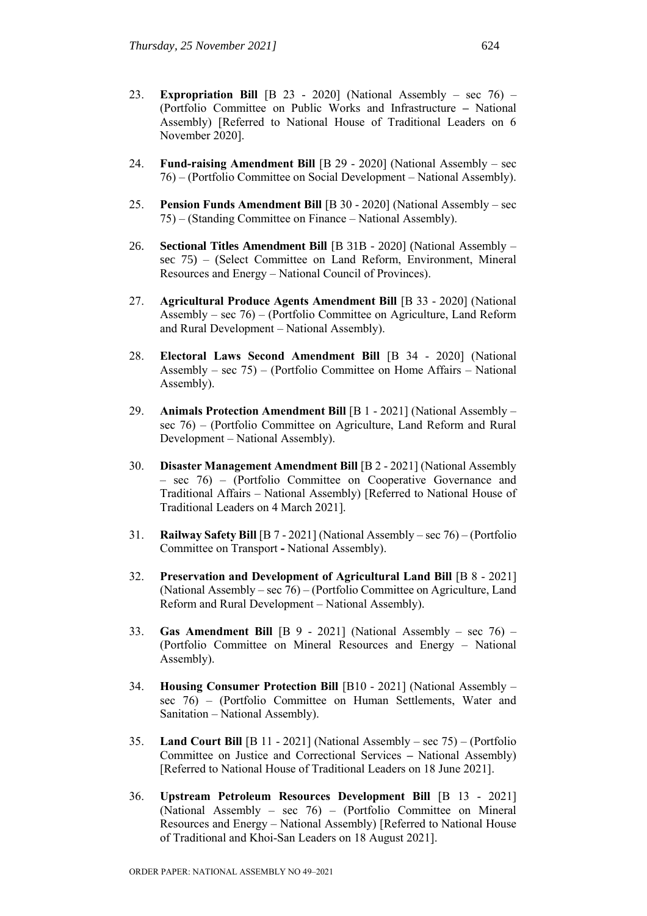23. **Expropriation Bill** [B 23 - 2020] (National Assembly – sec 76) – (Portfolio Committee on Public Works and Infrastructure **–** National Assembly) [Referred to National House of Traditional Leaders on 6 November 2020].

24. **Fund-raising Amendment Bill** [B 29 - 2020] (National Assembly – sec 76) – (Portfolio Committee on Social Development – National Assembly).

25. **Pension Funds Amendment Bill** [B 30 - 2020] (National Assembly – sec 75) – (Standing Committee on Finance – National Assembly).

26. **Sectional Titles Amendment Bill** [B 31B - 2020] (National Assembly – sec 75) – (Select Committee on Land Reform, Environment, Mineral Resources and Energy – National Council of Provinces).

27. **Agricultural Produce Agents Amendment Bill** [B 33 - 2020] (National Assembly – sec 76) – (Portfolio Committee on Agriculture, Land Reform and Rural Development – National Assembly).

28. **Electoral Laws Second Amendment Bill** [B 34 - 2020] (National Assembly – sec 75) – (Portfolio Committee on Home Affairs – National Assembly).

29. **Animals Protection Amendment Bill** [B 1 - 2021] (National Assembly – sec 76) – (Portfolio Committee on Agriculture, Land Reform and Rural Development – National Assembly).

30. **Disaster Management Amendment Bill** [B 2 - 2021] (National Assembly – sec 76) – (Portfolio Committee on Cooperative Governance and Traditional Affairs – National Assembly) [Referred to National House of Traditional Leaders on 4 March 2021].

31. **Railway Safety Bill** [B 7 - 2021] (National Assembly – sec 76) – (Portfolio Committee on Transport **-** National Assembly).

32. **Preservation and Development of Agricultural Land Bill** [B 8 - 2021] (National Assembly – sec 76) – (Portfolio Committee on Agriculture, Land Reform and Rural Development – National Assembly).

33. **Gas Amendment Bill** [B 9 - 2021] (National Assembly – sec 76) – (Portfolio Committee on Mineral Resources and Energy – National Assembly).

34. **Housing Consumer Protection Bill** [B10 - 2021] (National Assembly – sec 76) – (Portfolio Committee on Human Settlements, Water and Sanitation – National Assembly).

35. **Land Court Bill** [B 11 - 2021] (National Assembly – sec 75) – (Portfolio Committee on Justice and Correctional Services **–** National Assembly) [Referred to National House of Traditional Leaders on 18 June 2021].

36. **Upstream Petroleum Resources Development Bill** [B 13 - 2021] (National Assembly – sec 76) – (Portfolio Committee on Mineral Resources and Energy – National Assembly) [Referred to National House of Traditional and Khoi-San Leaders on 18 August 2021].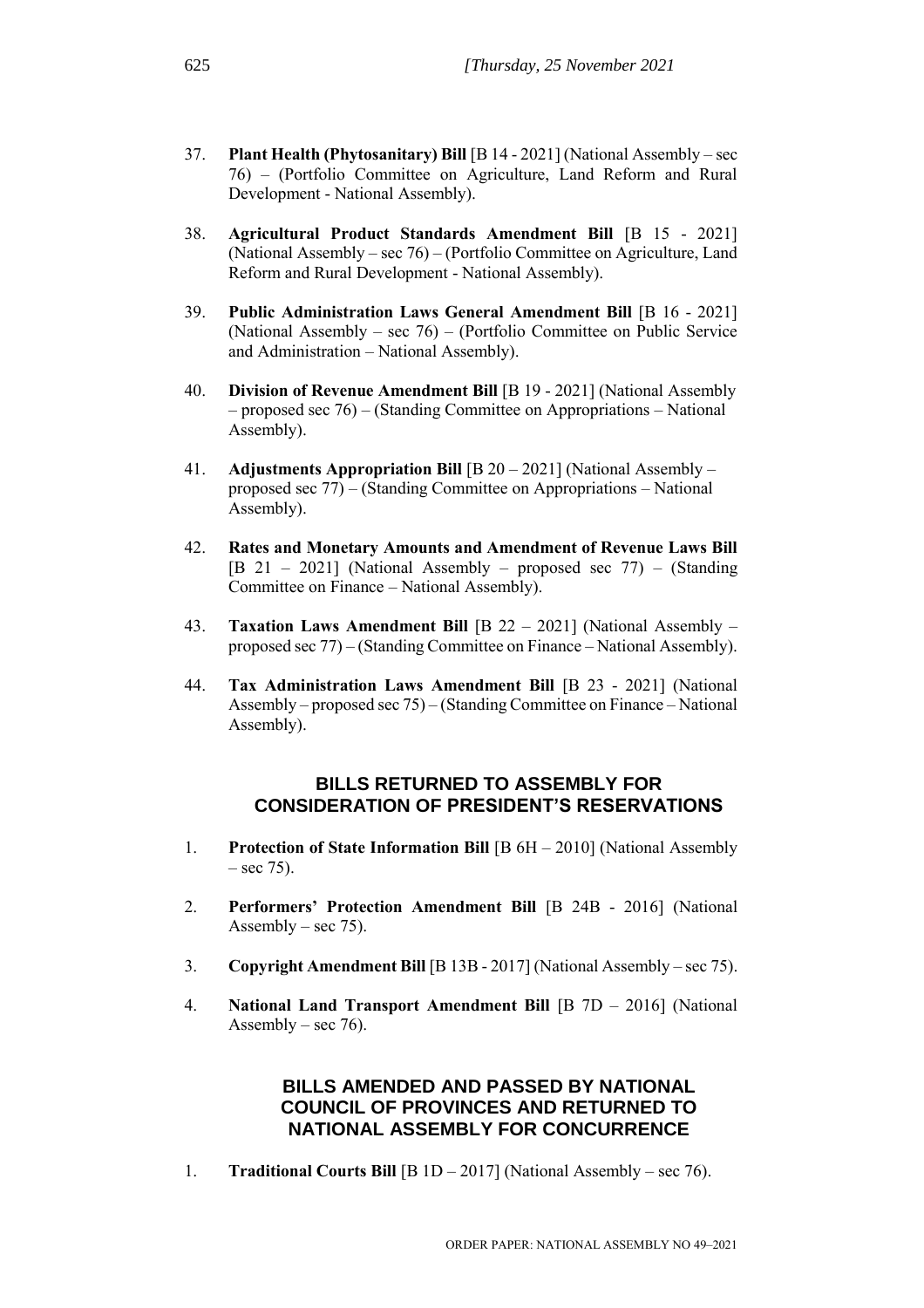37. **Plant Health (Phytosanitary) Bill** [B 14 - 2021] (National Assembly – sec 76) – (Portfolio Committee on Agriculture, Land Reform and Rural Development - National Assembly).

38. **Agricultural Product Standards Amendment Bill** [B 15 - 2021] (National Assembly – sec 76) – (Portfolio Committee on Agriculture, Land Reform and Rural Development - National Assembly).

39. **Public Administration Laws General Amendment Bill** [B 16 - 2021] (National Assembly – sec 76) – (Portfolio Committee on Public Service and Administration – National Assembly).

40. **Division of Revenue Amendment Bill** [B 19 - 2021] (National Assembly – proposed sec 76) – (Standing Committee on Appropriations – National Assembly).

41. **Adjustments Appropriation Bill** [B 20 – 2021] (National Assembly – proposed sec 77) – (Standing Committee on Appropriations – National Assembly).

42. **Rates and Monetary Amounts and Amendment of Revenue Laws Bill** [B 21 – 2021] (National Assembly – proposed sec 77) – (Standing Committee on Finance – National Assembly).

43. **Taxation Laws Amendment Bill** [B 22 – 2021] (National Assembly – proposed sec 77) – (Standing Committee on Finance – National Assembly).

44. **Tax Administration Laws Amendment Bill** [B 23 - 2021] (National Assembly – proposed sec 75) – (Standing Committee on Finance – National Assembly).

## BILLS RETURNED TO ASSEMBLY FOR CONSIDERATION OF PRESIDENT'S RESERVATIONS

1. **Protection of State Information Bill** [B 6H – 2010] (National Assembly – sec 75).

2. **Performers' Protection Amendment Bill** [B 24B - 2016] (National Assembly – sec 75).

3. **Copyright Amendment Bill** [B 13B - 2017] (National Assembly – sec 75).

4. **National Land Transport Amendment Bill** [B 7D – 2016] (National Assembly – sec 76).

## BILLS AMENDED AND PASSED BY NATIONAL COUNCIL OF PROVINCES AND RETURNED TO NATIONAL ASSEMBLY FOR CONCURRENCE

1. **Traditional Courts Bill** [B 1D – 2017] (National Assembly – sec 76).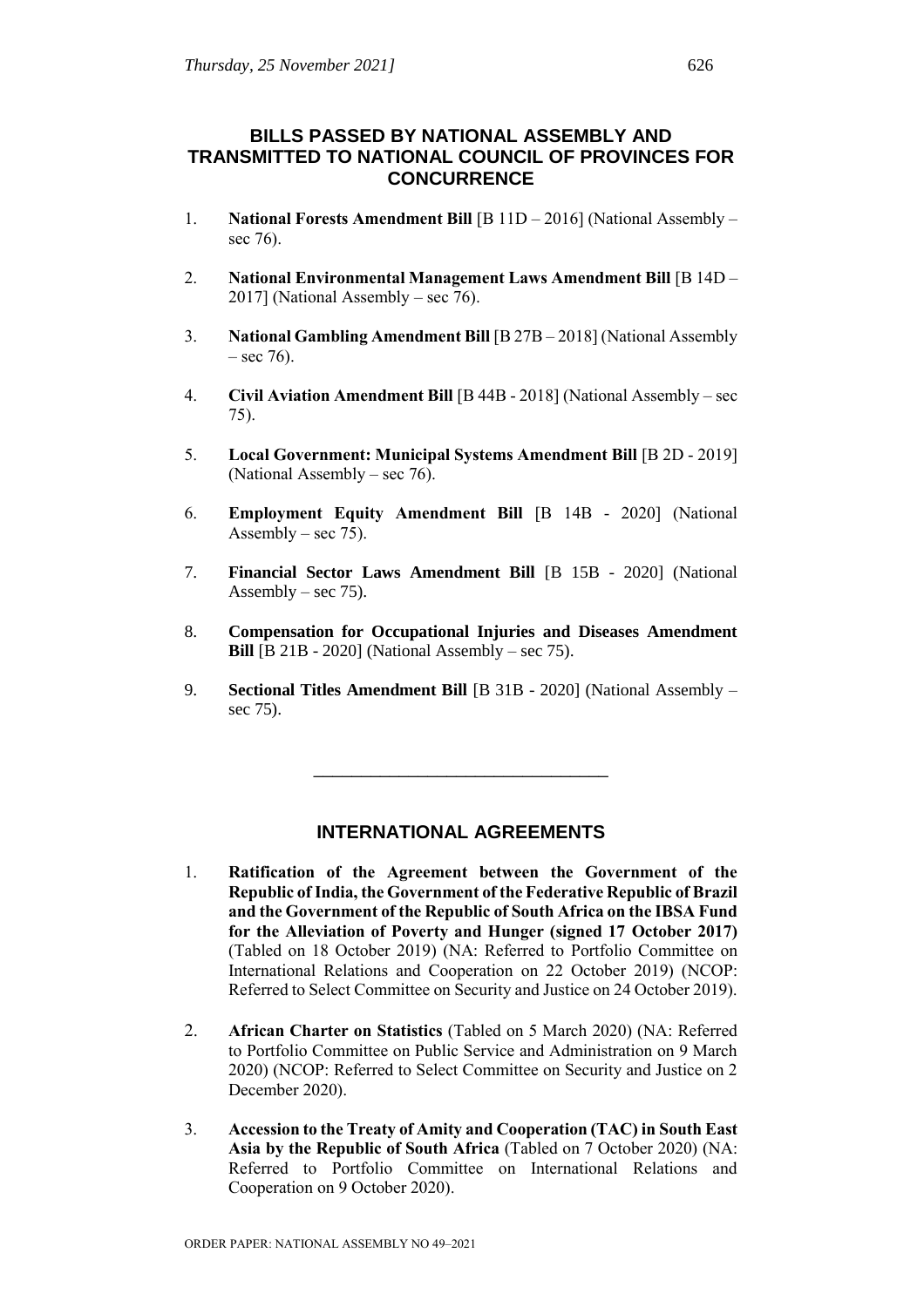## BILLS PASSED BY NATIONAL ASSEMBLY AND TRANSMITTED TO NATIONAL COUNCIL OF PROVINCES FOR CONCURRENCE

1. **National Forests Amendment Bill** [B 11D – 2016] (National Assembly – sec 76).

2. **National Environmental Management Laws Amendment Bill** [B 14D – 2017] (National Assembly – sec 76).

3. **National Gambling Amendment Bill** [B 27B – 2018] (National Assembly – sec 76).

4. **Civil Aviation Amendment Bill** [B 44B - 2018] (National Assembly – sec 75).

5. **Local Government: Municipal Systems Amendment Bill** [B 2D - 2019] (National Assembly – sec 76).

6. **Employment Equity Amendment Bill** [B 14B - 2020] (National Assembly – sec 75).

7. **Financial Sector Laws Amendment Bill** [B 15B - 2020] (National Assembly – sec 75).

8. **Compensation for Occupational Injuries and Diseases Amendment Bill** [B 21B - 2020] (National Assembly – sec 75).

9. **Sectional Titles Amendment Bill** [B 31B - 2020] (National Assembly – sec 75).

---

## INTERNATIONAL AGREEMENTS

1. **Ratification of the Agreement between the Government of the Republic of India, the Government of the Federative Republic of Brazil and the Government of the Republic of South Africa on the IBSA Fund for the Alleviation of Poverty and Hunger (signed 17 October 2017)** (Tabled on 18 October 2019) (NA: Referred to Portfolio Committee on International Relations and Cooperation on 22 October 2019) (NCOP: Referred to Select Committee on Security and Justice on 24 October 2019).

2. **African Charter on Statistics** (Tabled on 5 March 2020) (NA: Referred to Portfolio Committee on Public Service and Administration on 9 March 2020) (NCOP: Referred to Select Committee on Security and Justice on 2 December 2020).

3. **Accession to the Treaty of Amity and Cooperation (TAC) in South East Asia by the Republic of South Africa** (Tabled on 7 October 2020) (NA: Referred to Portfolio Committee on International Relations and Cooperation on 9 October 2020).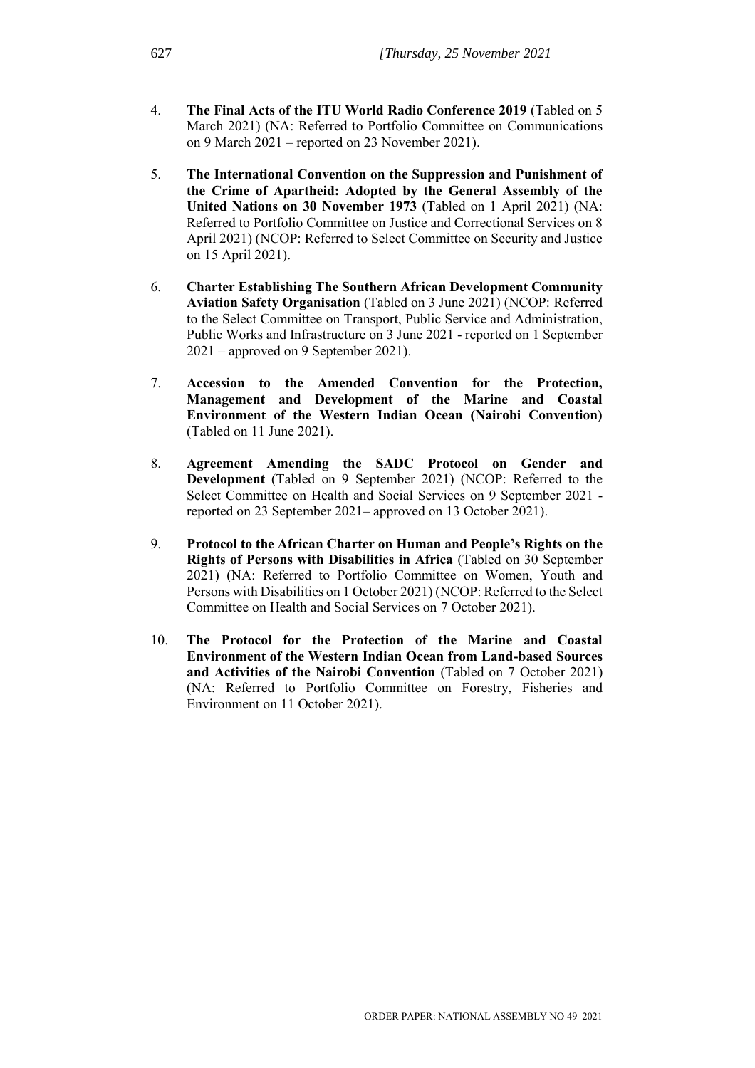4. **The Final Acts of the ITU World Radio Conference 2019** (Tabled on 5 March 2021) (NA: Referred to Portfolio Committee on Communications on 9 March 2021 – reported on 23 November 2021).

5. **The International Convention on the Suppression and Punishment of the Crime of Apartheid: Adopted by the General Assembly of the United Nations on 30 November 1973** (Tabled on 1 April 2021) (NA: Referred to Portfolio Committee on Justice and Correctional Services on 8 April 2021) (NCOP: Referred to Select Committee on Security and Justice on 15 April 2021).

6. **Charter Establishing The Southern African Development Community Aviation Safety Organisation** (Tabled on 3 June 2021) (NCOP: Referred to the Select Committee on Transport, Public Service and Administration, Public Works and Infrastructure on 3 June 2021 - reported on 1 September 2021 – approved on 9 September 2021).

7. **Accession to the Amended Convention for the Protection, Management and Development of the Marine and Coastal Environment of the Western Indian Ocean (Nairobi Convention)** (Tabled on 11 June 2021).

8. **Agreement Amending the SADC Protocol on Gender and Development** (Tabled on 9 September 2021) (NCOP: Referred to the Select Committee on Health and Social Services on 9 September 2021 - reported on 23 September 2021– approved on 13 October 2021).

9. **Protocol to the African Charter on Human and People's Rights on the Rights of Persons with Disabilities in Africa** (Tabled on 30 September 2021) (NA: Referred to Portfolio Committee on Women, Youth and Persons with Disabilities on 1 October 2021) (NCOP: Referred to the Select Committee on Health and Social Services on 7 October 2021).

10. **The Protocol for the Protection of the Marine and Coastal Environment of the Western Indian Ocean from Land-based Sources and Activities of the Nairobi Convention** (Tabled on 7 October 2021) (NA: Referred to Portfolio Committee on Forestry, Fisheries and Environment on 11 October 2021).